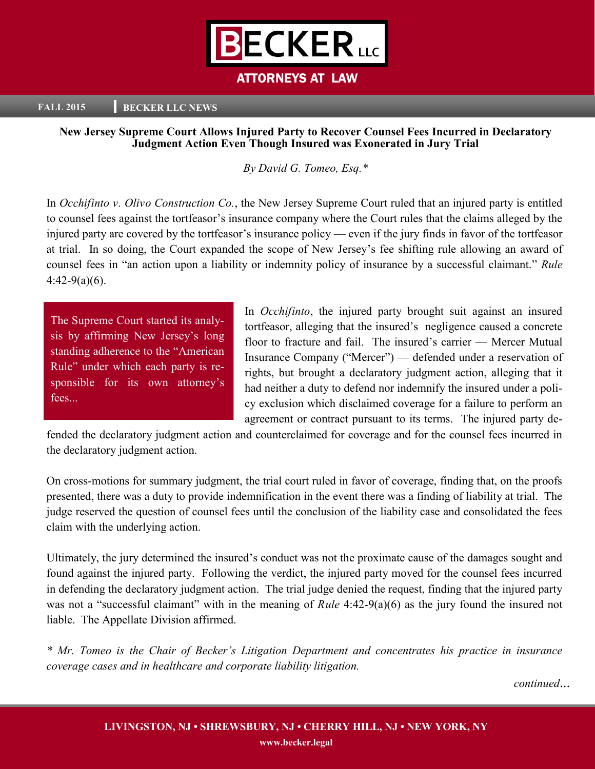# BECKER LLC

ATTORNEYS AT LAW

**FALL 2015** | **BECKER LLC NEWS**

## New Jersey Supreme Court Allows Injured Party to Recover Counsel Fees Incurred in Declaratory Judgment Action Even Though Insured was Exonerated in Jury Trial

*By David G. Tomeo, Esq.\**

In *Occhifinto v. Olivo Construction Co.*, the New Jersey Supreme Court ruled that an injured party is entitled to counsel fees against the tortfeasor's insurance company where the Court rules that the claims alleged by the injured party are covered by the tortfeasor's insurance policy — even if the jury finds in favor of the tortfeasor at trial. In so doing, the Court expanded the scope of New Jersey's fee shifting rule allowing an award of counsel fees in "an action upon a liability or indemnity policy of insurance by a successful claimant." *Rule* 4:42-9(a)(6).

> The Supreme Court started its analysis by affirming New Jersey's long standing adherence to the "American Rule" under which each party is responsible for its own attorney's fees...

In *Occhifinto*, the injured party brought suit against an insured tortfeasor, alleging that the insured's negligence caused a concrete floor to fracture and fail. The insured's carrier — Mercer Mutual Insurance Company ("Mercer") — defended under a reservation of rights, but brought a declaratory judgment action, alleging that it had neither a duty to defend nor indemnify the insured under a policy exclusion which disclaimed coverage for a failure to perform an agreement or contract pursuant to its terms. The injured party defended the declaratory judgment action and counterclaimed for coverage and for the counsel fees incurred in the declaratory judgment action.

On cross-motions for summary judgment, the trial court ruled in favor of coverage, finding that, on the proofs presented, there was a duty to provide indemnification in the event there was a finding of liability at trial. The judge reserved the question of counsel fees until the conclusion of the liability case and consolidated the fees claim with the underlying action.

Ultimately, the jury determined the insured's conduct was not the proximate cause of the damages sought and found against the injured party. Following the verdict, the injured party moved for the counsel fees incurred in defending the declaratory judgment action. The trial judge denied the request, finding that the injured party was not a "successful claimant" with in the meaning of *Rule* 4:42-9(a)(6) as the jury found the insured not liable. The Appellate Division affirmed.

*\* Mr. Tomeo is the Chair of Becker's Litigation Department and concentrates his practice in insurance coverage cases and in healthcare and corporate liability litigation.*

*continued...*

**LIVINGSTON, NJ • SHREWSBURY, NJ • CHERRY HILL, NJ • NEW YORK, NY**
**www.becker.legal**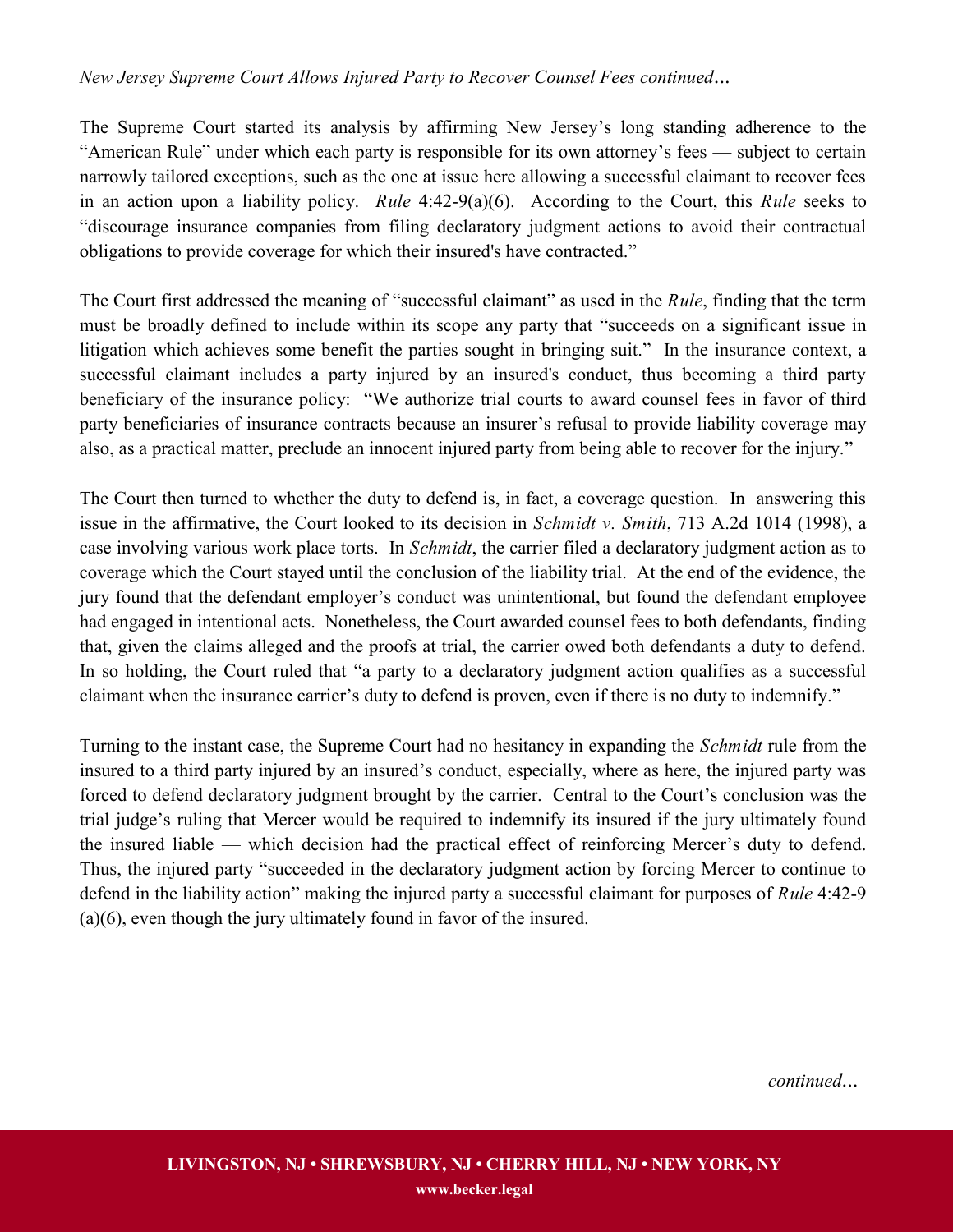*New Jersey Supreme Court Allows Injured Party to Recover Counsel Fees continued…*

The Supreme Court started its analysis by affirming New Jersey's long standing adherence to the "American Rule" under which each party is responsible for its own attorney's fees — subject to certain narrowly tailored exceptions, such as the one at issue here allowing a successful claimant to recover fees in an action upon a liability policy. *Rule* 4:42-9(a)(6). According to the Court, this *Rule* seeks to "discourage insurance companies from filing declaratory judgment actions to avoid their contractual obligations to provide coverage for which their insured's have contracted."

The Court first addressed the meaning of "successful claimant" as used in the *Rule*, finding that the term must be broadly defined to include within its scope any party that "succeeds on a significant issue in litigation which achieves some benefit the parties sought in bringing suit." In the insurance context, a successful claimant includes a party injured by an insured's conduct, thus becoming a third party beneficiary of the insurance policy: "We authorize trial courts to award counsel fees in favor of third party beneficiaries of insurance contracts because an insurer's refusal to provide liability coverage may also, as a practical matter, preclude an innocent injured party from being able to recover for the injury."

The Court then turned to whether the duty to defend is, in fact, a coverage question. In answering this issue in the affirmative, the Court looked to its decision in *Schmidt v. Smith*, 713 A.2d 1014 (1998), a case involving various work place torts. In *Schmidt*, the carrier filed a declaratory judgment action as to coverage which the Court stayed until the conclusion of the liability trial. At the end of the evidence, the jury found that the defendant employer's conduct was unintentional, but found the defendant employee had engaged in intentional acts. Nonetheless, the Court awarded counsel fees to both defendants, finding that, given the claims alleged and the proofs at trial, the carrier owed both defendants a duty to defend. In so holding, the Court ruled that "a party to a declaratory judgment action qualifies as a successful claimant when the insurance carrier's duty to defend is proven, even if there is no duty to indemnify."

Turning to the instant case, the Supreme Court had no hesitancy in expanding the *Schmidt* rule from the insured to a third party injured by an insured's conduct, especially, where as here, the injured party was forced to defend declaratory judgment brought by the carrier. Central to the Court's conclusion was the trial judge's ruling that Mercer would be required to indemnify its insured if the jury ultimately found the insured liable — which decision had the practical effect of reinforcing Mercer's duty to defend. Thus, the injured party "succeeded in the declaratory judgment action by forcing Mercer to continue to defend in the liability action" making the injured party a successful claimant for purposes of *Rule* 4:42-9 (a)(6), even though the jury ultimately found in favor of the insured.

*continued…*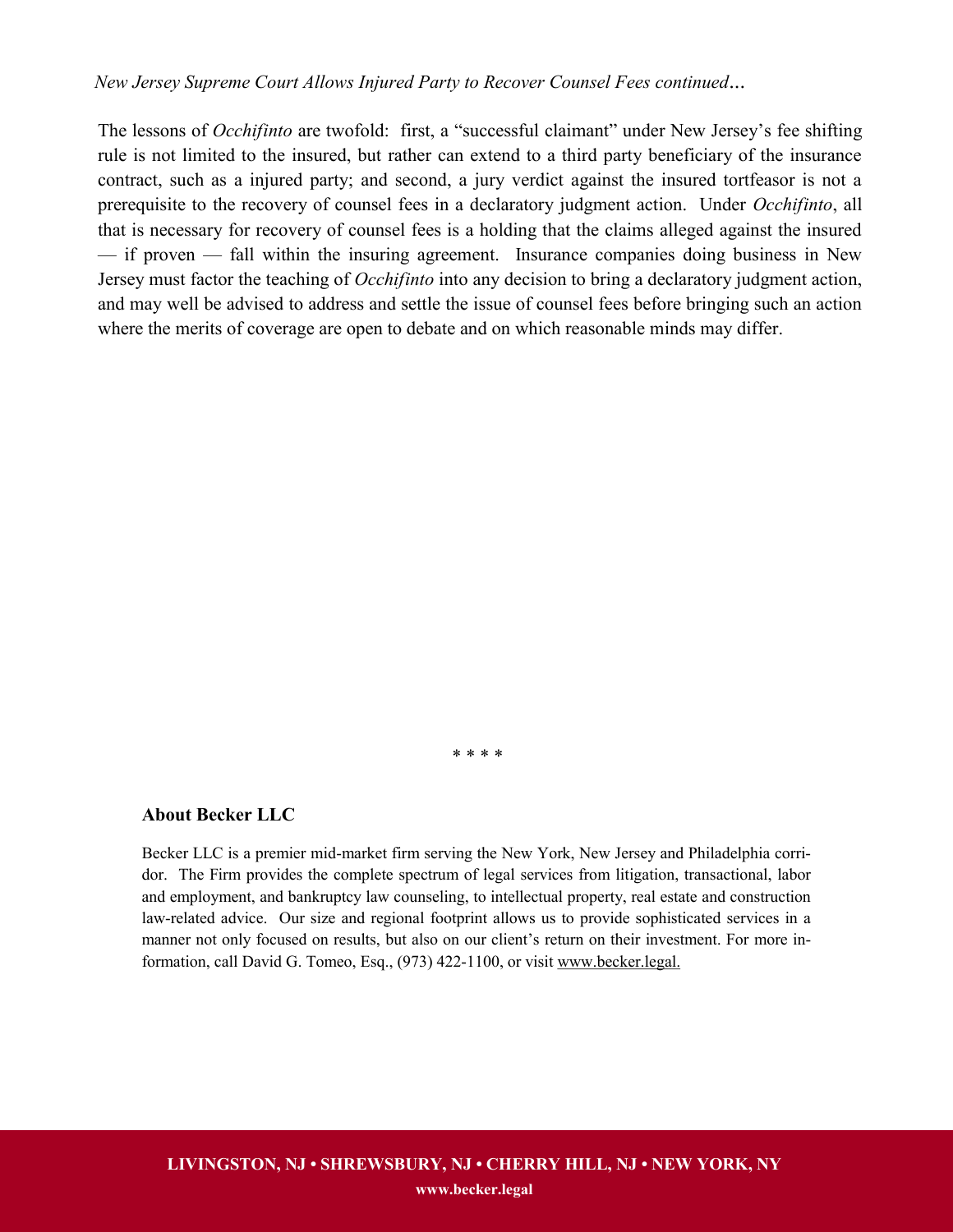*New Jersey Supreme Court Allows Injured Party to Recover Counsel Fees continued…*

The lessons of *Occhifinto* are twofold: first, a "successful claimant" under New Jersey's fee shifting rule is not limited to the insured, but rather can extend to a third party beneficiary of the insurance contract, such as a injured party; and second, a jury verdict against the insured tortfeasor is not a prerequisite to the recovery of counsel fees in a declaratory judgment action. Under *Occhifinto*, all that is necessary for recovery of counsel fees is a holding that the claims alleged against the insured — if proven — fall within the insuring agreement. Insurance companies doing business in New Jersey must factor the teaching of *Occhifinto* into any decision to bring a declaratory judgment action, and may well be advised to address and settle the issue of counsel fees before bringing such an action where the merits of coverage are open to debate and on which reasonable minds may differ.

\* \* \* \*

**About Becker LLC**

Becker LLC is a premier mid-market firm serving the New York, New Jersey and Philadelphia corridor. The Firm provides the complete spectrum of legal services from litigation, transactional, labor and employment, and bankruptcy law counseling, to intellectual property, real estate and construction law-related advice. Our size and regional footprint allows us to provide sophisticated services in a manner not only focused on results, but also on our client's return on their investment. For more information, call David G. Tomeo, Esq., (973) 422-1100, or visit www.becker.legal.

**LIVINGSTON, NJ • SHREWSBURY, NJ • CHERRY HILL, NJ • NEW YORK, NY**

**www.becker.legal**